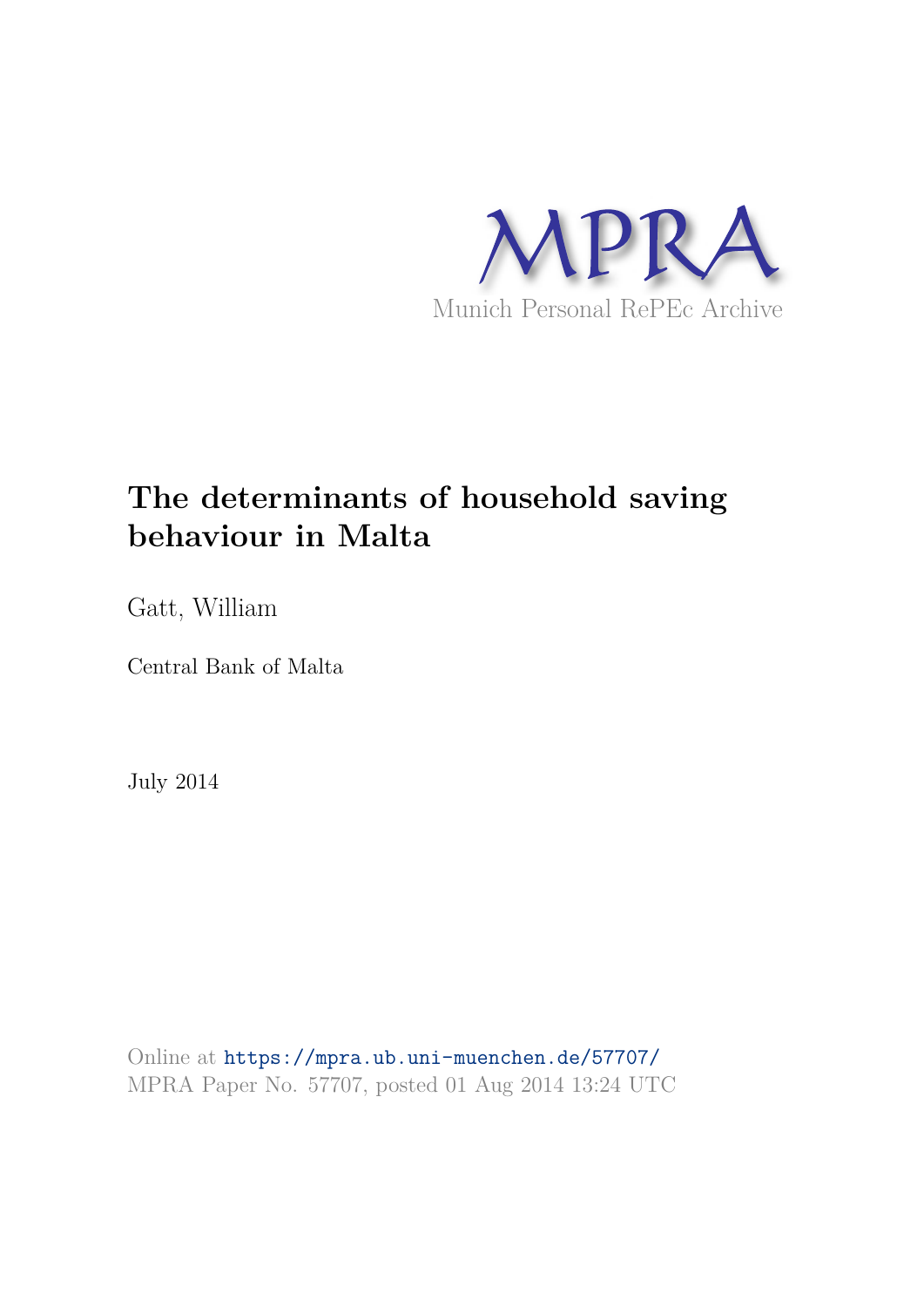MPRA

Munich Personal RePEc Archive

# The determinants of household saving behaviour in Malta

Gatt, William

Central Bank of Malta

July 2014

Online at https://mpra.ub.uni-muenchen.de/57707/
MPRA Paper No. 57707, posted 01 Aug 2014 13:24 UTC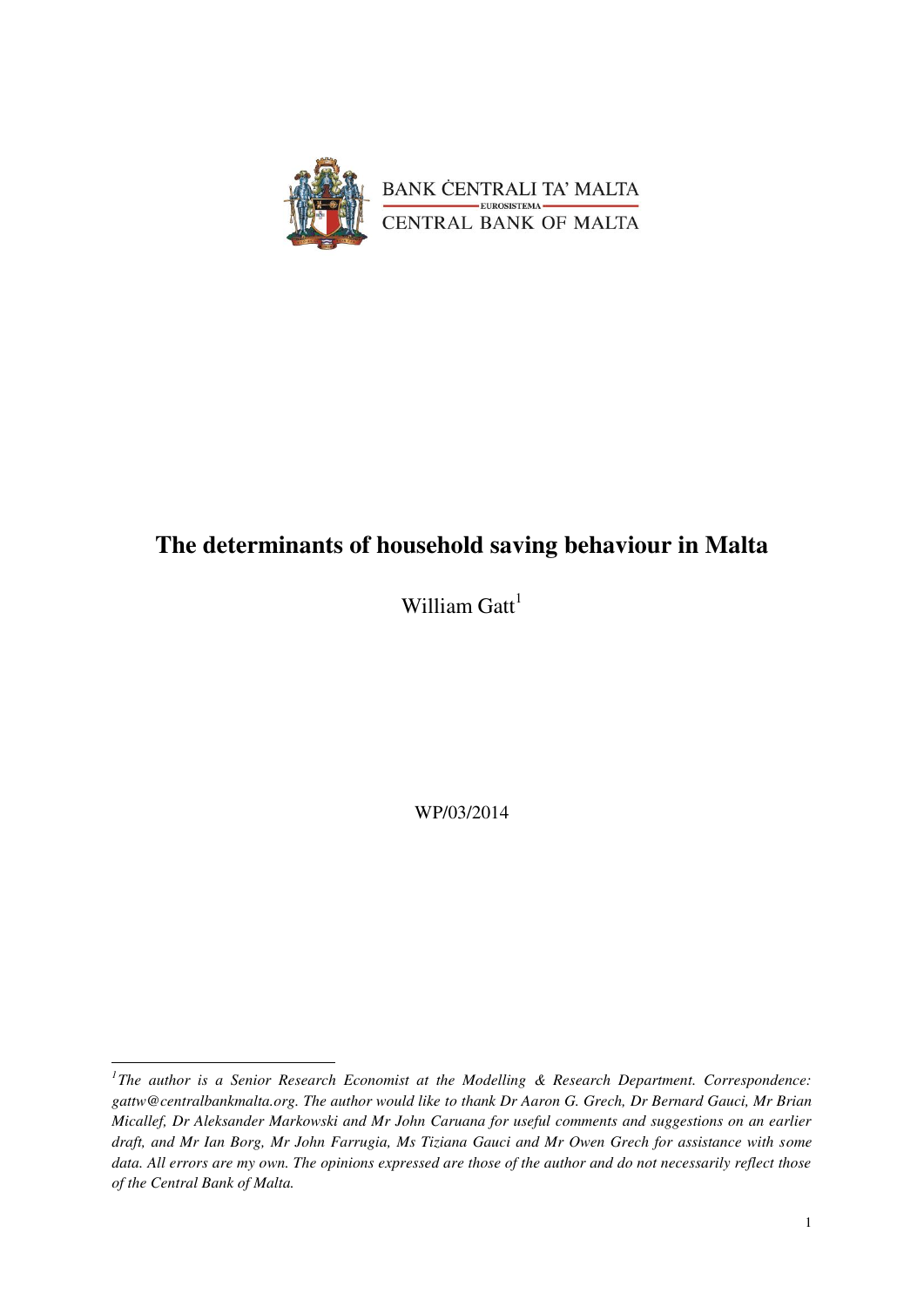BANK ĊENTRALI TA' MALTA

EUROSISTEMA

CENTRAL BANK OF MALTA

# The determinants of household saving behaviour in Malta

William Gatt[1]

WP/03/2014

---

[1] *The author is a Senior Research Economist at the Modelling & Research Department. Correspondence: gattw@centralbankmalta.org. The author would like to thank Dr Aaron G. Grech, Dr Bernard Gauci, Mr Brian Micallef, Dr Aleksander Markowski and Mr John Caruana for useful comments and suggestions on an earlier draft, and Mr Ian Borg, Mr John Farrugia, Ms Tiziana Gauci and Mr Owen Grech for assistance with some data. All errors are my own. The opinions expressed are those of the author and do not necessarily reflect those of the Central Bank of Malta.*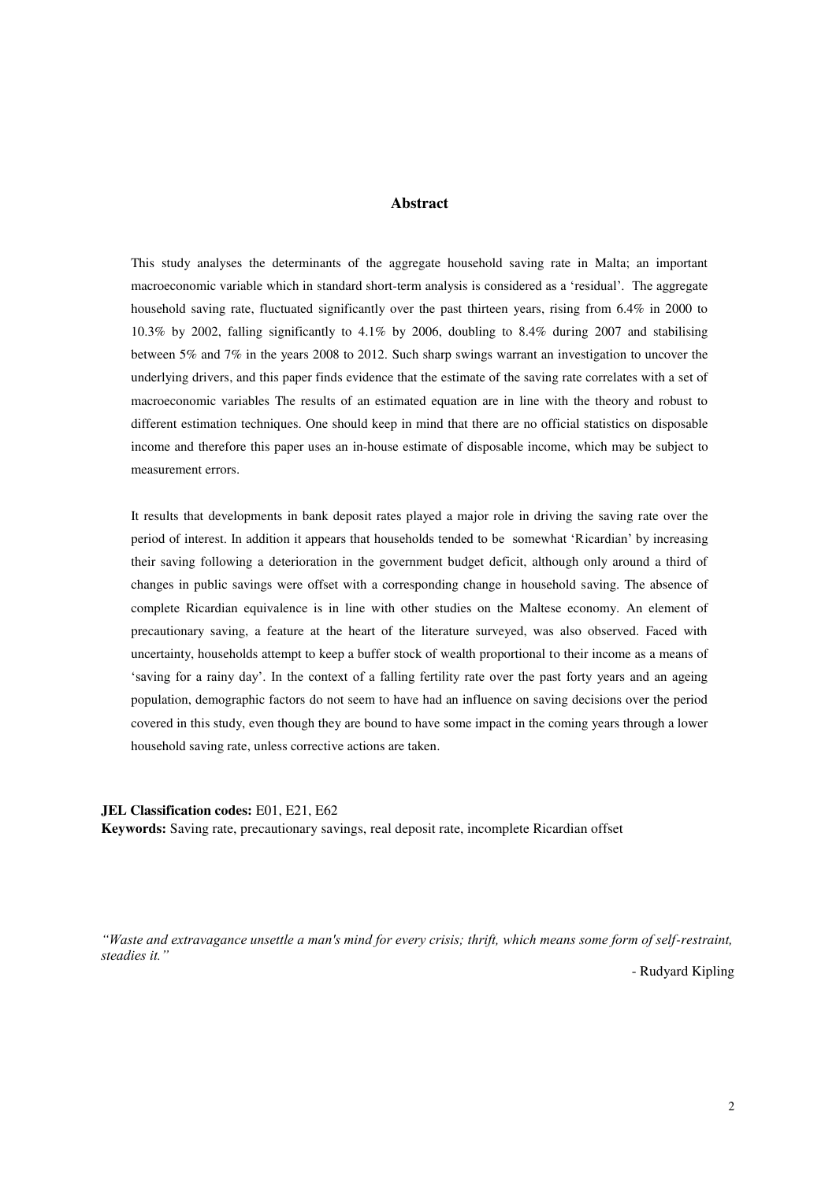## Abstract

This study analyses the determinants of the aggregate household saving rate in Malta; an important macroeconomic variable which in standard short-term analysis is considered as a 'residual'. The aggregate household saving rate, fluctuated significantly over the past thirteen years, rising from 6.4% in 2000 to 10.3% by 2002, falling significantly to 4.1% by 2006, doubling to 8.4% during 2007 and stabilising between 5% and 7% in the years 2008 to 2012. Such sharp swings warrant an investigation to uncover the underlying drivers, and this paper finds evidence that the estimate of the saving rate correlates with a set of macroeconomic variables The results of an estimated equation are in line with the theory and robust to different estimation techniques. One should keep in mind that there are no official statistics on disposable income and therefore this paper uses an in-house estimate of disposable income, which may be subject to measurement errors.

It results that developments in bank deposit rates played a major role in driving the saving rate over the period of interest. In addition it appears that households tended to be somewhat 'Ricardian' by increasing their saving following a deterioration in the government budget deficit, although only around a third of changes in public savings were offset with a corresponding change in household saving. The absence of complete Ricardian equivalence is in line with other studies on the Maltese economy. An element of precautionary saving, a feature at the heart of the literature surveyed, was also observed. Faced with uncertainty, households attempt to keep a buffer stock of wealth proportional to their income as a means of 'saving for a rainy day'. In the context of a falling fertility rate over the past forty years and an ageing population, demographic factors do not seem to have had an influence on saving decisions over the period covered in this study, even though they are bound to have some impact in the coming years through a lower household saving rate, unless corrective actions are taken.

**JEL Classification codes:** E01, E21, E62
**Keywords:** Saving rate, precautionary savings, real deposit rate, incomplete Ricardian offset

*"Waste and extravagance unsettle a man's mind for every crisis; thrift, which means some form of self-restraint, steadies it."*

\- Rudyard Kipling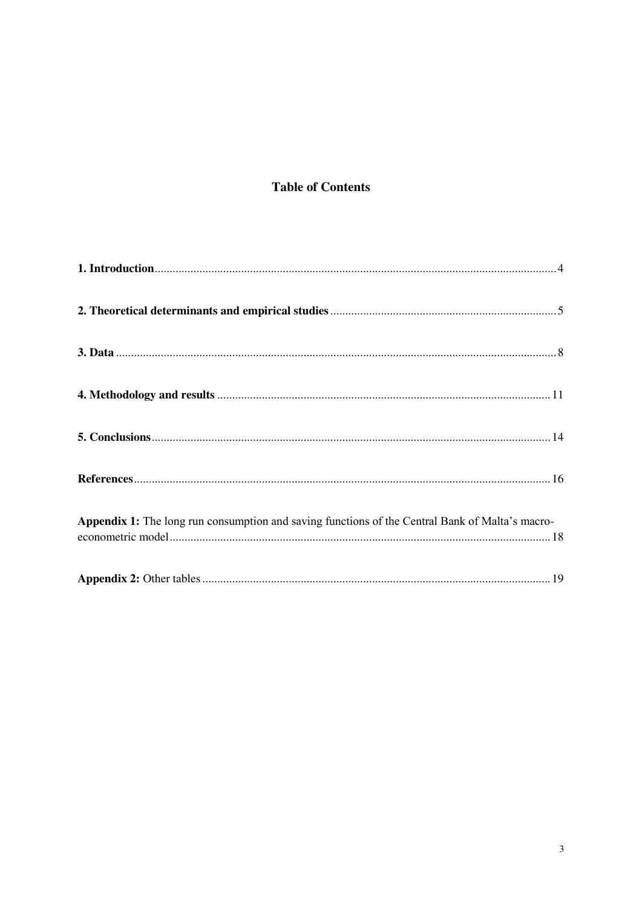## Table of Contents

**1. Introduction** .......... 4

**2. Theoretical determinants and empirical studies** .......... 5

**3. Data** .......... 8

**4. Methodology and results** .......... 11

**5. Conclusions** .......... 14

**References** .......... 16

**Appendix 1:** The long run consumption and saving functions of the Central Bank of Malta's macro-econometric model .......... 18

**Appendix 2:** Other tables .......... 19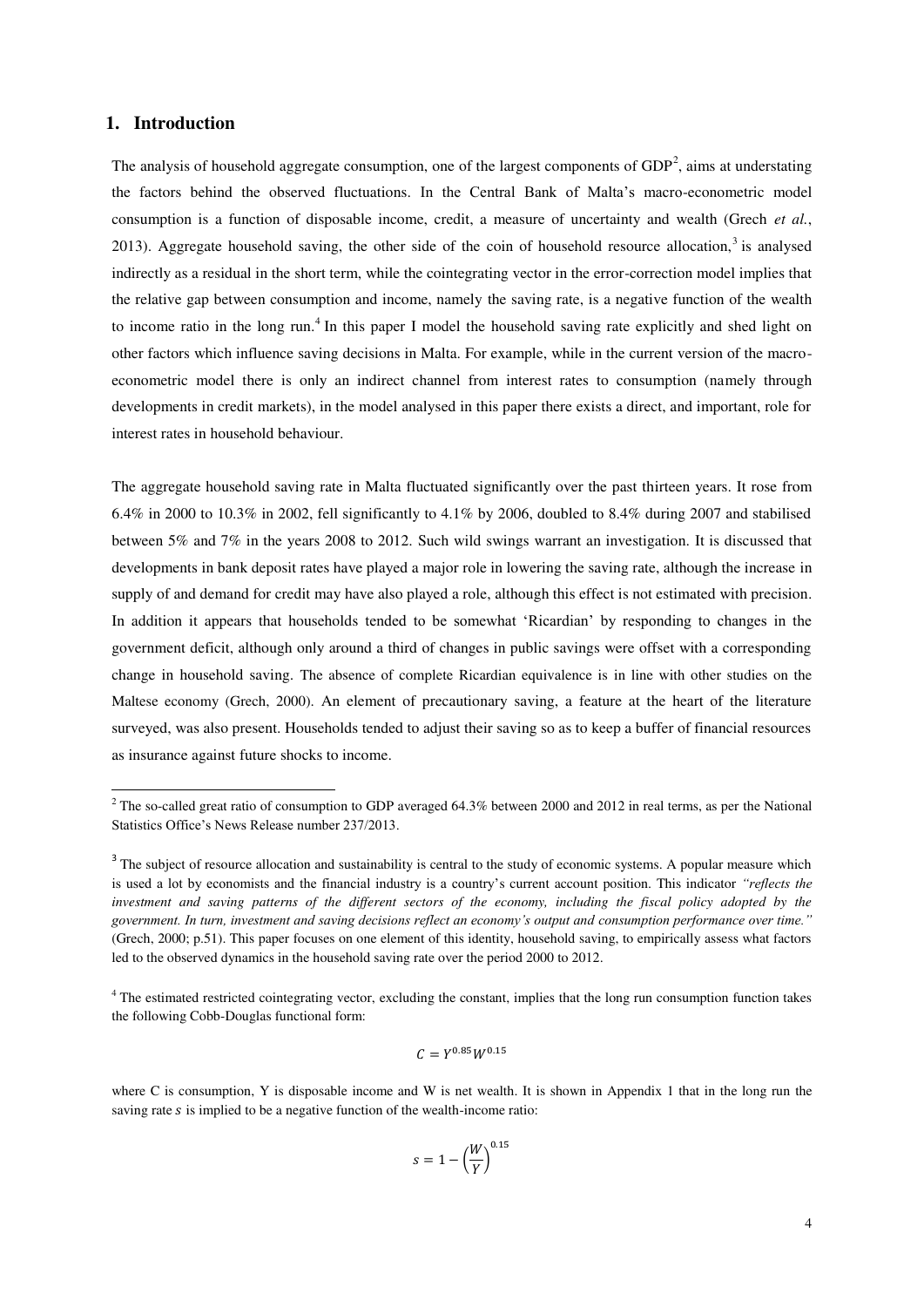## 1. Introduction

The analysis of household aggregate consumption, one of the largest components of GDP[2], aims at understating the factors behind the observed fluctuations. In the Central Bank of Malta's macro-econometric model consumption is a function of disposable income, credit, a measure of uncertainty and wealth (Grech *et al.*, 2013). Aggregate household saving, the other side of the coin of household resource allocation,[3] is analysed indirectly as a residual in the short term, while the cointegrating vector in the error-correction model implies that the relative gap between consumption and income, namely the saving rate, is a negative function of the wealth to income ratio in the long run.[4] In this paper I model the household saving rate explicitly and shed light on other factors which influence saving decisions in Malta. For example, while in the current version of the macro-econometric model there is only an indirect channel from interest rates to consumption (namely through developments in credit markets), in the model analysed in this paper there exists a direct, and important, role for interest rates in household behaviour.

The aggregate household saving rate in Malta fluctuated significantly over the past thirteen years. It rose from 6.4% in 2000 to 10.3% in 2002, fell significantly to 4.1% by 2006, doubled to 8.4% during 2007 and stabilised between 5% and 7% in the years 2008 to 2012. Such wild swings warrant an investigation. It is discussed that developments in bank deposit rates have played a major role in lowering the saving rate, although the increase in supply of and demand for credit may have also played a role, although this effect is not estimated with precision. In addition it appears that households tended to be somewhat 'Ricardian' by responding to changes in the government deficit, although only around a third of changes in public savings were offset with a corresponding change in household saving. The absence of complete Ricardian equivalence is in line with other studies on the Maltese economy (Grech, 2000). An element of precautionary saving, a feature at the heart of the literature surveyed, was also present. Households tended to adjust their saving so as to keep a buffer of financial resources as insurance against future shocks to income.

---

[2] The so-called great ratio of consumption to GDP averaged 64.3% between 2000 and 2012 in real terms, as per the National Statistics Office's News Release number 237/2013.

[3] The subject of resource allocation and sustainability is central to the study of economic systems. A popular measure which is used a lot by economists and the financial industry is a country's current account position. This indicator *"reflects the investment and saving patterns of the different sectors of the economy, including the fiscal policy adopted by the government. In turn, investment and saving decisions reflect an economy's output and consumption performance over time."* (Grech, 2000; p.51). This paper focuses on one element of this identity, household saving, to empirically assess what factors led to the observed dynamics in the household saving rate over the period 2000 to 2012.

[4] The estimated restricted cointegrating vector, excluding the constant, implies that the long run consumption function takes the following Cobb-Douglas functional form:

$$C = Y^{0.85}W^{0.15}$$

where C is consumption, Y is disposable income and W is net wealth. It is shown in Appendix 1 that in the long run the saving rate $s$ is implied to be a negative function of the wealth-income ratio:

$$s = 1 - \left(\frac{W}{Y}\right)^{0.15}$$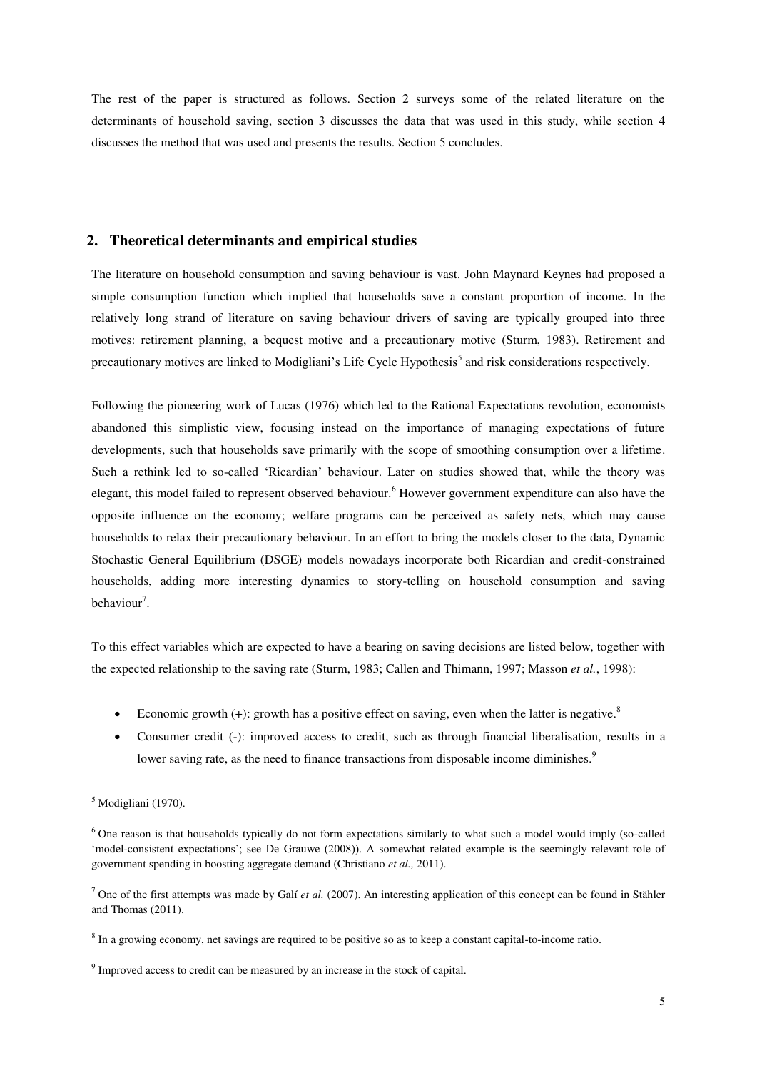The rest of the paper is structured as follows. Section 2 surveys some of the related literature on the determinants of household saving, section 3 discusses the data that was used in this study, while section 4 discusses the method that was used and presents the results. Section 5 concludes.

## 2. Theoretical determinants and empirical studies

The literature on household consumption and saving behaviour is vast. John Maynard Keynes had proposed a simple consumption function which implied that households save a constant proportion of income. In the relatively long strand of literature on saving behaviour drivers of saving are typically grouped into three motives: retirement planning, a bequest motive and a precautionary motive (Sturm, 1983). Retirement and precautionary motives are linked to Modigliani's Life Cycle Hypothesis[5] and risk considerations respectively.

Following the pioneering work of Lucas (1976) which led to the Rational Expectations revolution, economists abandoned this simplistic view, focusing instead on the importance of managing expectations of future developments, such that households save primarily with the scope of smoothing consumption over a lifetime. Such a rethink led to so-called 'Ricardian' behaviour. Later on studies showed that, while the theory was elegant, this model failed to represent observed behaviour.[6] However government expenditure can also have the opposite influence on the economy; welfare programs can be perceived as safety nets, which may cause households to relax their precautionary behaviour. In an effort to bring the models closer to the data, Dynamic Stochastic General Equilibrium (DSGE) models nowadays incorporate both Ricardian and credit-constrained households, adding more interesting dynamics to story-telling on household consumption and saving behaviour[7].

To this effect variables which are expected to have a bearing on saving decisions are listed below, together with the expected relationship to the saving rate (Sturm, 1983; Callen and Thimann, 1997; Masson *et al.*, 1998):

- Economic growth (+): growth has a positive effect on saving, even when the latter is negative.[8]
- Consumer credit (-): improved access to credit, such as through financial liberalisation, results in a lower saving rate, as the need to finance transactions from disposable income diminishes.[9]

---

[5] Modigliani (1970).

[6] One reason is that households typically do not form expectations similarly to what such a model would imply (so-called 'model-consistent expectations'; see De Grauwe (2008)). A somewhat related example is the seemingly relevant role of government spending in boosting aggregate demand (Christiano *et al.,* 2011).

[7] One of the first attempts was made by Galí *et al.* (2007). An interesting application of this concept can be found in Stähler and Thomas (2011).

[8] In a growing economy, net savings are required to be positive so as to keep a constant capital-to-income ratio.

[9] Improved access to credit can be measured by an increase in the stock of capital.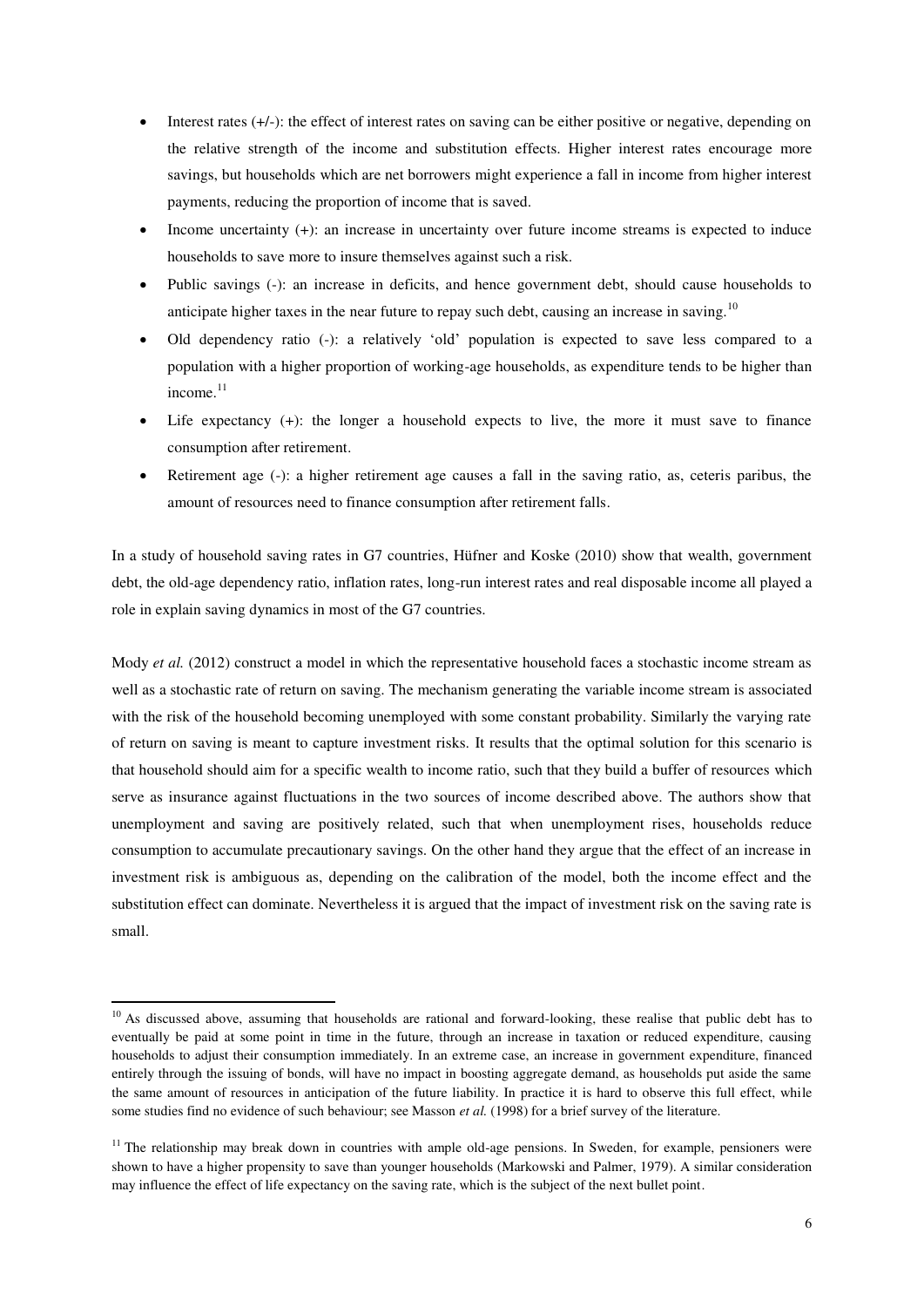- Interest rates (+/-): the effect of interest rates on saving can be either positive or negative, depending on the relative strength of the income and substitution effects. Higher interest rates encourage more savings, but households which are net borrowers might experience a fall in income from higher interest payments, reducing the proportion of income that is saved.
- Income uncertainty (+): an increase in uncertainty over future income streams is expected to induce households to save more to insure themselves against such a risk.
- Public savings (-): an increase in deficits, and hence government debt, should cause households to anticipate higher taxes in the near future to repay such debt, causing an increase in saving.[10]
- Old dependency ratio (-): a relatively 'old' population is expected to save less compared to a population with a higher proportion of working-age households, as expenditure tends to be higher than income.[11]
- Life expectancy (+): the longer a household expects to live, the more it must save to finance consumption after retirement.
- Retirement age (-): a higher retirement age causes a fall in the saving ratio, as, ceteris paribus, the amount of resources need to finance consumption after retirement falls.

In a study of household saving rates in G7 countries, Hüfner and Koske (2010) show that wealth, government debt, the old-age dependency ratio, inflation rates, long-run interest rates and real disposable income all played a role in explain saving dynamics in most of the G7 countries.

Mody *et al.* (2012) construct a model in which the representative household faces a stochastic income stream as well as a stochastic rate of return on saving. The mechanism generating the variable income stream is associated with the risk of the household becoming unemployed with some constant probability. Similarly the varying rate of return on saving is meant to capture investment risks. It results that the optimal solution for this scenario is that household should aim for a specific wealth to income ratio, such that they build a buffer of resources which serve as insurance against fluctuations in the two sources of income described above. The authors show that unemployment and saving are positively related, such that when unemployment rises, households reduce consumption to accumulate precautionary savings. On the other hand they argue that the effect of an increase in investment risk is ambiguous as, depending on the calibration of the model, both the income effect and the substitution effect can dominate. Nevertheless it is argued that the impact of investment risk on the saving rate is small.

---

[10] As discussed above, assuming that households are rational and forward-looking, these realise that public debt has to eventually be paid at some point in time in the future, through an increase in taxation or reduced expenditure, causing households to adjust their consumption immediately. In an extreme case, an increase in government expenditure, financed entirely through the issuing of bonds, will have no impact in boosting aggregate demand, as households put aside the same the same amount of resources in anticipation of the future liability. In practice it is hard to observe this full effect, while some studies find no evidence of such behaviour; see Masson *et al.* (1998) for a brief survey of the literature.

[11] The relationship may break down in countries with ample old-age pensions. In Sweden, for example, pensioners were shown to have a higher propensity to save than younger households (Markowski and Palmer, 1979). A similar consideration may influence the effect of life expectancy on the saving rate, which is the subject of the next bullet point.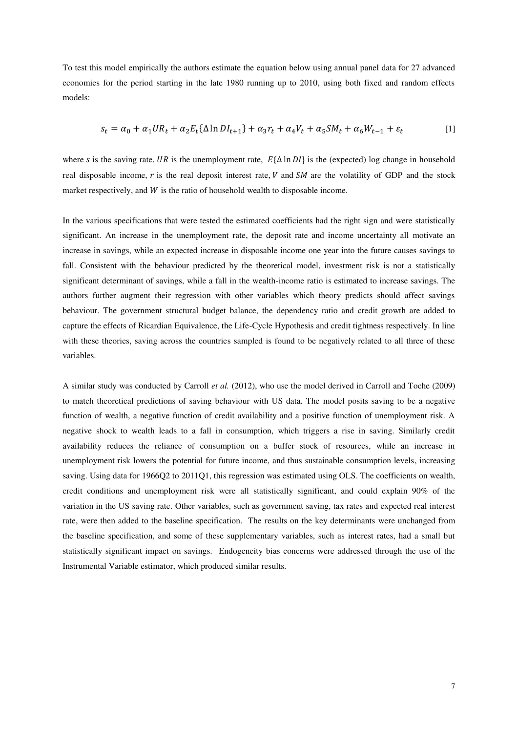To test this model empirically the authors estimate the equation below using annual panel data for 27 advanced economies for the period starting in the late 1980 running up to 2010, using both fixed and random effects models:

$$s_t = \alpha_0 + \alpha_1 UR_t + \alpha_2 E_t\{\Delta \ln DI_{t+1}\} + \alpha_3 r_t + \alpha_4 V_t + \alpha_5 SM_t + \alpha_6 W_{t-1} + \varepsilon_t \qquad [1]$$

where $s$ is the saving rate, $UR$ is the unemployment rate, $E\{\Delta \ln DI\}$ is the (expected) log change in household real disposable income, $r$ is the real deposit interest rate, $V$ and $SM$ are the volatility of GDP and the stock market respectively, and $W$ is the ratio of household wealth to disposable income.

In the various specifications that were tested the estimated coefficients had the right sign and were statistically significant. An increase in the unemployment rate, the deposit rate and income uncertainty all motivate an increase in savings, while an expected increase in disposable income one year into the future causes savings to fall. Consistent with the behaviour predicted by the theoretical model, investment risk is not a statistically significant determinant of savings, while a fall in the wealth-income ratio is estimated to increase savings. The authors further augment their regression with other variables which theory predicts should affect savings behaviour. The government structural budget balance, the dependency ratio and credit growth are added to capture the effects of Ricardian Equivalence, the Life-Cycle Hypothesis and credit tightness respectively. In line with these theories, saving across the countries sampled is found to be negatively related to all three of these variables.

A similar study was conducted by Carroll *et al.* (2012), who use the model derived in Carroll and Toche (2009) to match theoretical predictions of saving behaviour with US data. The model posits saving to be a negative function of wealth, a negative function of credit availability and a positive function of unemployment risk. A negative shock to wealth leads to a fall in consumption, which triggers a rise in saving. Similarly credit availability reduces the reliance of consumption on a buffer stock of resources, while an increase in unemployment risk lowers the potential for future income, and thus sustainable consumption levels, increasing saving. Using data for 1966Q2 to 2011Q1, this regression was estimated using OLS. The coefficients on wealth, credit conditions and unemployment risk were all statistically significant, and could explain 90% of the variation in the US saving rate. Other variables, such as government saving, tax rates and expected real interest rate, were then added to the baseline specification. The results on the key determinants were unchanged from the baseline specification, and some of these supplementary variables, such as interest rates, had a small but statistically significant impact on savings. Endogeneity bias concerns were addressed through the use of the Instrumental Variable estimator, which produced similar results.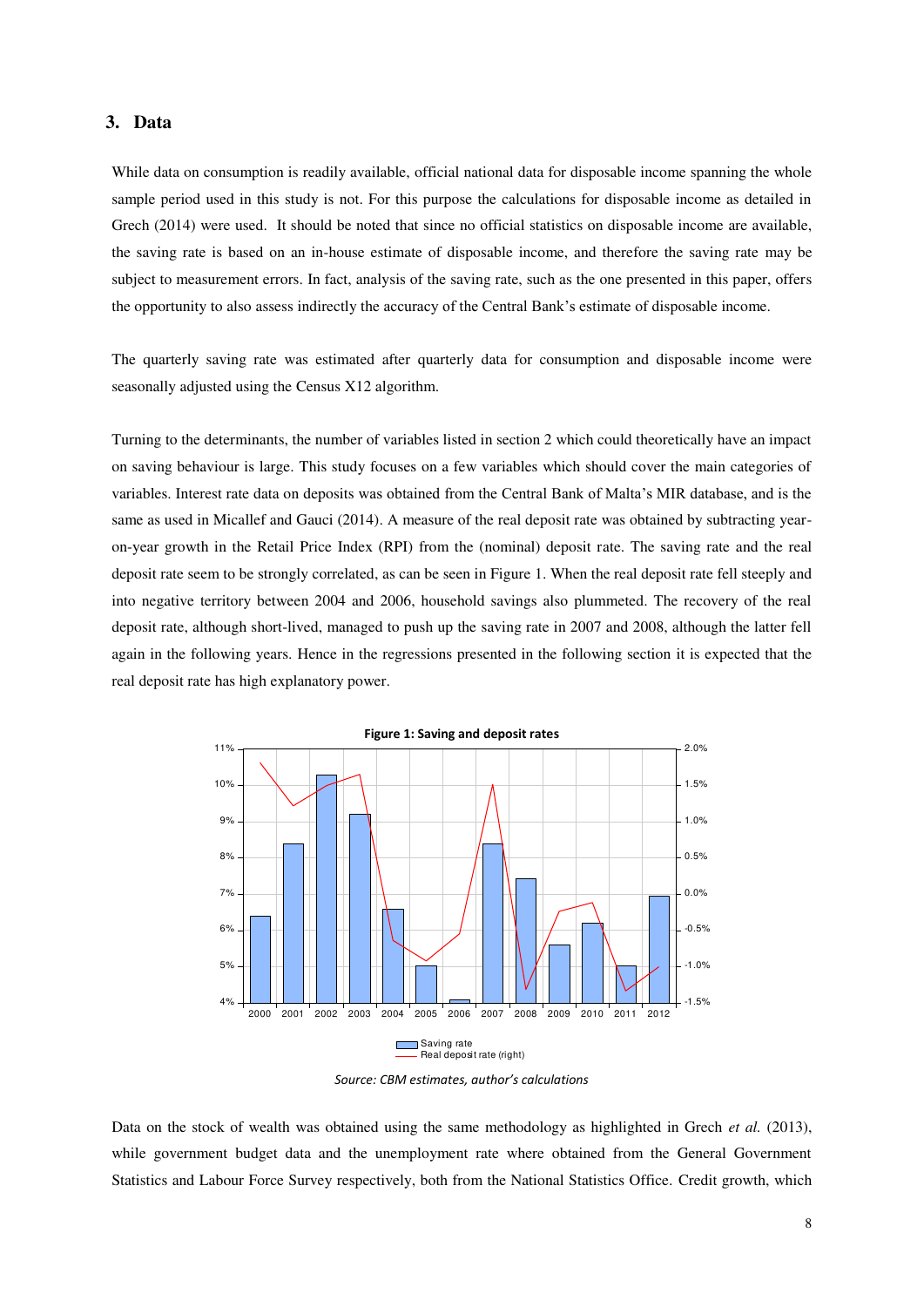## 3. Data

While data on consumption is readily available, official national data for disposable income spanning the whole sample period used in this study is not. For this purpose the calculations for disposable income as detailed in Grech (2014) were used. It should be noted that since no official statistics on disposable income are available, the saving rate is based on an in-house estimate of disposable income, and therefore the saving rate may be subject to measurement errors. In fact, analysis of the saving rate, such as the one presented in this paper, offers the opportunity to also assess indirectly the accuracy of the Central Bank's estimate of disposable income.

The quarterly saving rate was estimated after quarterly data for consumption and disposable income were seasonally adjusted using the Census X12 algorithm.

Turning to the determinants, the number of variables listed in section 2 which could theoretically have an impact on saving behaviour is large. This study focuses on a few variables which should cover the main categories of variables. Interest rate data on deposits was obtained from the Central Bank of Malta's MIR database, and is the same as used in Micallef and Gauci (2014). A measure of the real deposit rate was obtained by subtracting year-on-year growth in the Retail Price Index (RPI) from the (nominal) deposit rate. The saving rate and the real deposit rate seem to be strongly correlated, as can be seen in Figure 1. When the real deposit rate fell steeply and into negative territory between 2004 and 2006, household savings also plummeted. The recovery of the real deposit rate, although short-lived, managed to push up the saving rate in 2007 and 2008, although the latter fell again in the following years. Hence in the regressions presented in the following section it is expected that the real deposit rate has high explanatory power.

**Figure 1: Saving and deposit rates**

*Source: CBM estimates, author's calculations*

Data on the stock of wealth was obtained using the same methodology as highlighted in Grech *et al.* (2013), while government budget data and the unemployment rate where obtained from the General Government Statistics and Labour Force Survey respectively, both from the National Statistics Office. Credit growth, which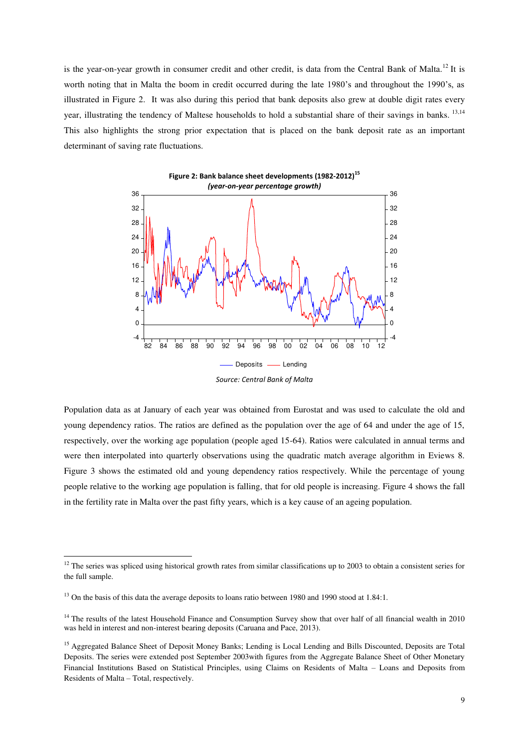is the year-on-year growth in consumer credit and other credit, is data from the Central Bank of Malta.[12] It is worth noting that in Malta the boom in credit occurred during the late 1980's and throughout the 1990's, as illustrated in Figure 2. It was also during this period that bank deposits also grew at double digit rates every year, illustrating the tendency of Maltese households to hold a substantial share of their savings in banks. [13,14] This also highlights the strong prior expectation that is placed on the bank deposit rate as an important determinant of saving rate fluctuations.

**Figure 2: Bank balance sheet developments (1982-2012)[15]**
***(year-on-year percentage growth)***

*Source: Central Bank of Malta*

Population data as at January of each year was obtained from Eurostat and was used to calculate the old and young dependency ratios. The ratios are defined as the population over the age of 64 and under the age of 15, respectively, over the working age population (people aged 15-64). Ratios were calculated in annual terms and were then interpolated into quarterly observations using the quadratic match average algorithm in Eviews 8. Figure 3 shows the estimated old and young dependency ratios respectively. While the percentage of young people relative to the working age population is falling, that for old people is increasing. Figure 4 shows the fall in the fertility rate in Malta over the past fifty years, which is a key cause of an ageing population.

---

[12] The series was spliced using historical growth rates from similar classifications up to 2003 to obtain a consistent series for the full sample.

[13] On the basis of this data the average deposits to loans ratio between 1980 and 1990 stood at 1.84:1.

[14] The results of the latest Household Finance and Consumption Survey show that over half of all financial wealth in 2010 was held in interest and non-interest bearing deposits (Caruana and Pace, 2013).

[15] Aggregated Balance Sheet of Deposit Money Banks; Lending is Local Lending and Bills Discounted, Deposits are Total Deposits. The series were extended post September 2003with figures from the Aggregate Balance Sheet of Other Monetary Financial Institutions Based on Statistical Principles, using Claims on Residents of Malta – Loans and Deposits from Residents of Malta – Total, respectively.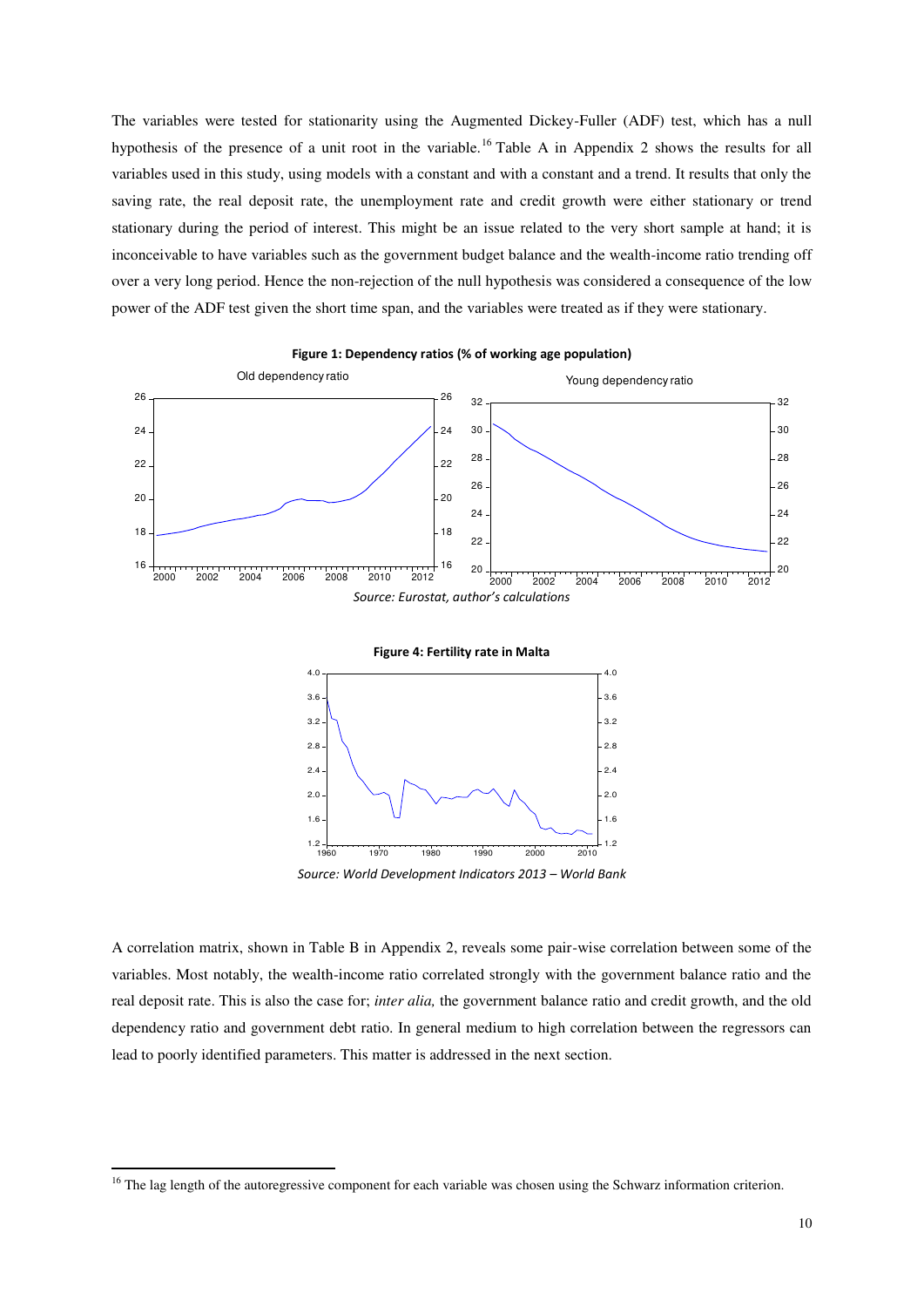The variables were tested for stationarity using the Augmented Dickey-Fuller (ADF) test, which has a null hypothesis of the presence of a unit root in the variable.[16] Table A in Appendix 2 shows the results for all variables used in this study, using models with a constant and with a constant and a trend. It results that only the saving rate, the real deposit rate, the unemployment rate and credit growth were either stationary or trend stationary during the period of interest. This might be an issue related to the very short sample at hand; it is inconceivable to have variables such as the government budget balance and the wealth-income ratio trending off over a very long period. Hence the non-rejection of the null hypothesis was considered a consequence of the low power of the ADF test given the short time span, and the variables were treated as if they were stationary.

**Figure 1: Dependency ratios (% of working age population)**

*Source: Eurostat, author's calculations*

**Figure 4: Fertility rate in Malta**

*Source: World Development Indicators 2013 – World Bank*

A correlation matrix, shown in Table B in Appendix 2, reveals some pair-wise correlation between some of the variables. Most notably, the wealth-income ratio correlated strongly with the government balance ratio and the real deposit rate. This is also the case for; *inter alia,* the government balance ratio and credit growth, and the old dependency ratio and government debt ratio. In general medium to high correlation between the regressors can lead to poorly identified parameters. This matter is addressed in the next section.

[16] The lag length of the autoregressive component for each variable was chosen using the Schwarz information criterion.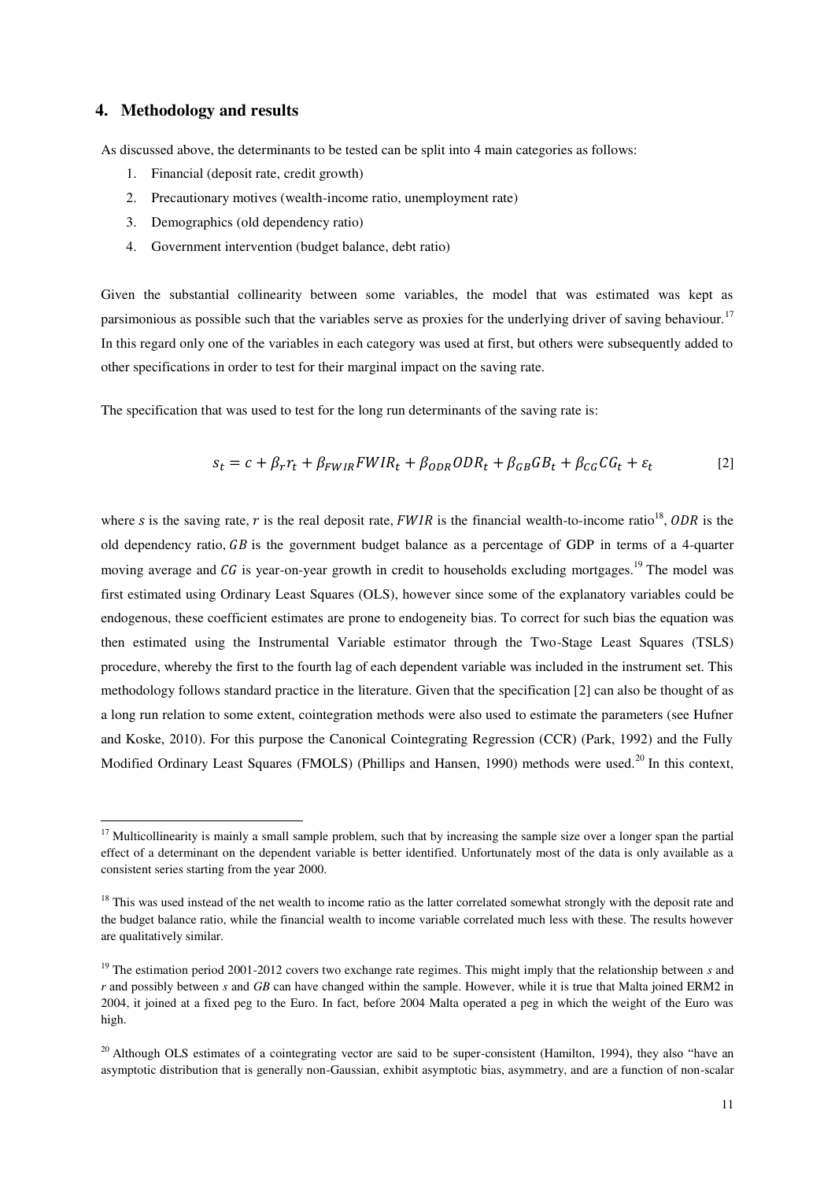## 4. Methodology and results

As discussed above, the determinants to be tested can be split into 4 main categories as follows:

1. Financial (deposit rate, credit growth)
2. Precautionary motives (wealth-income ratio, unemployment rate)
3. Demographics (old dependency ratio)
4. Government intervention (budget balance, debt ratio)

Given the substantial collinearity between some variables, the model that was estimated was kept as parsimonious as possible such that the variables serve as proxies for the underlying driver of saving behaviour.[17] In this regard only one of the variables in each category was used at first, but others were subsequently added to other specifications in order to test for their marginal impact on the saving rate.

The specification that was used to test for the long run determinants of the saving rate is:

$$s_t = c + \beta_r r_t + \beta_{FWIR} FWIR_t + \beta_{ODR} ODR_t + \beta_{GB} GB_t + \beta_{CG} CG_t + \varepsilon_t \qquad [2]$$

where $s$ is the saving rate, $r$ is the real deposit rate, $FWIR$ is the financial wealth-to-income ratio[18], $ODR$ is the old dependency ratio, $GB$ is the government budget balance as a percentage of GDP in terms of a 4-quarter moving average and $CG$ is year-on-year growth in credit to households excluding mortgages.[19] The model was first estimated using Ordinary Least Squares (OLS), however since some of the explanatory variables could be endogenous, these coefficient estimates are prone to endogeneity bias. To correct for such bias the equation was then estimated using the Instrumental Variable estimator through the Two-Stage Least Squares (TSLS) procedure, whereby the first to the fourth lag of each dependent variable was included in the instrument set. This methodology follows standard practice in the literature. Given that the specification [2] can also be thought of as a long run relation to some extent, cointegration methods were also used to estimate the parameters (see Hufner and Koske, 2010). For this purpose the Canonical Cointegrating Regression (CCR) (Park, 1992) and the Fully Modified Ordinary Least Squares (FMOLS) (Phillips and Hansen, 1990) methods were used.[20] In this context,

---

[17] Multicollinearity is mainly a small sample problem, such that by increasing the sample size over a longer span the partial effect of a determinant on the dependent variable is better identified. Unfortunately most of the data is only available as a consistent series starting from the year 2000.

[18] This was used instead of the net wealth to income ratio as the latter correlated somewhat strongly with the deposit rate and the budget balance ratio, while the financial wealth to income variable correlated much less with these. The results however are qualitatively similar.

[19] The estimation period 2001-2012 covers two exchange rate regimes. This might imply that the relationship between $s$ and $r$ and possibly between $s$ and $GB$ can have changed within the sample. However, while it is true that Malta joined ERM2 in 2004, it joined at a fixed peg to the Euro. In fact, before 2004 Malta operated a peg in which the weight of the Euro was high.

[20] Although OLS estimates of a cointegrating vector are said to be super-consistent (Hamilton, 1994), they also "have an asymptotic distribution that is generally non-Gaussian, exhibit asymptotic bias, asymmetry, and are a function of non-scalar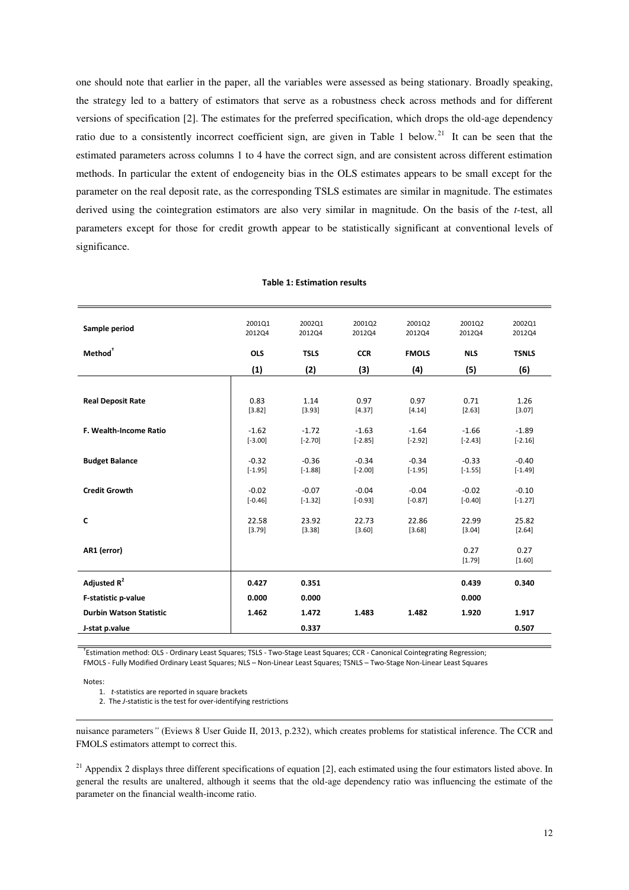one should note that earlier in the paper, all the variables were assessed as being stationary. Broadly speaking, the strategy led to a battery of estimators that serve as a robustness check across methods and for different versions of specification [2]. The estimates for the preferred specification, which drops the old-age dependency ratio due to a consistently incorrect coefficient sign, are given in Table 1 below.[21] It can be seen that the estimated parameters across columns 1 to 4 have the correct sign, and are consistent across different estimation methods. In particular the extent of endogeneity bias in the OLS estimates appears to be small except for the parameter on the real deposit rate, as the corresponding TSLS estimates are similar in magnitude. The estimates derived using the cointegration estimators are also very similar in magnitude. On the basis of the *t*-test, all parameters except for those for credit growth appear to be statistically significant at conventional levels of significance.

**Table 1: Estimation results**

| **Sample period** | 2001Q1 2012Q4 | 2002Q1 2012Q4 | 2001Q2 2012Q4 | 2001Q2 2012Q4 | 2001Q2 2012Q4 | 2002Q1 2012Q4 |
|---|---|---|---|---|---|---|
| **Method**† | **OLS** | **TSLS** | **CCR** | **FMOLS** | **NLS** | **TSNLS** |
| | **(1)** | **(2)** | **(3)** | **(4)** | **(5)** | **(6)** |
| **Real Deposit Rate** | 0.83 [3.82] | 1.14 [3.93] | 0.97 [4.37] | 0.97 [4.14] | 0.71 [2.63] | 1.26 [3.07] |
| **F. Wealth-Income Ratio** | -1.62 [-3.00] | -1.72 [-2.70] | -1.63 [-2.85] | -1.64 [-2.92] | -1.66 [-2.43] | -1.89 [-2.16] |
| **Budget Balance** | -0.32 [-1.95] | -0.36 [-1.88] | -0.34 [-2.00] | -0.34 [-1.95] | -0.33 [-1.55] | -0.40 [-1.49] |
| **Credit Growth** | -0.02 [-0.46] | -0.07 [-1.32] | -0.04 [-0.93] | -0.04 [-0.87] | -0.02 [-0.40] | -0.10 [-1.27] |
| **C** | 22.58 [3.79] | 23.92 [3.38] | 22.73 [3.60] | 22.86 [3.68] | 22.99 [3.04] | 25.82 [2.64] |
| **AR1 (error)** | | | | | 0.27 [1.79] | 0.27 [1.60] |
| **Adjusted $R^2$** | **0.427** | **0.351** | | | **0.439** | **0.340** |
| **F-statistic p-value** | **0.000** | **0.000** | | | **0.000** | |
| **Durbin Watson Statistic** | **1.462** | **1.472** | **1.483** | **1.482** | **1.920** | **1.917** |
| **J-stat p.value** | | **0.337** | | | | **0.507** |

†Estimation method: OLS - Ordinary Least Squares; TSLS - Two-Stage Least Squares; CCR - Canonical Cointegrating Regression; FMOLS - Fully Modified Ordinary Least Squares; NLS – Non-Linear Least Squares; TSNLS – Two-Stage Non-Linear Least Squares

Notes:

1. *t*-statistics are reported in square brackets
2. The *J*-statistic is the test for over-identifying restrictions

nuisance parameters*"* (Eviews 8 User Guide II, 2013, p.232), which creates problems for statistical inference. The CCR and FMOLS estimators attempt to correct this.

[21] Appendix 2 displays three different specifications of equation [2], each estimated using the four estimators listed above. In general the results are unaltered, although it seems that the old-age dependency ratio was influencing the estimate of the parameter on the financial wealth-income ratio.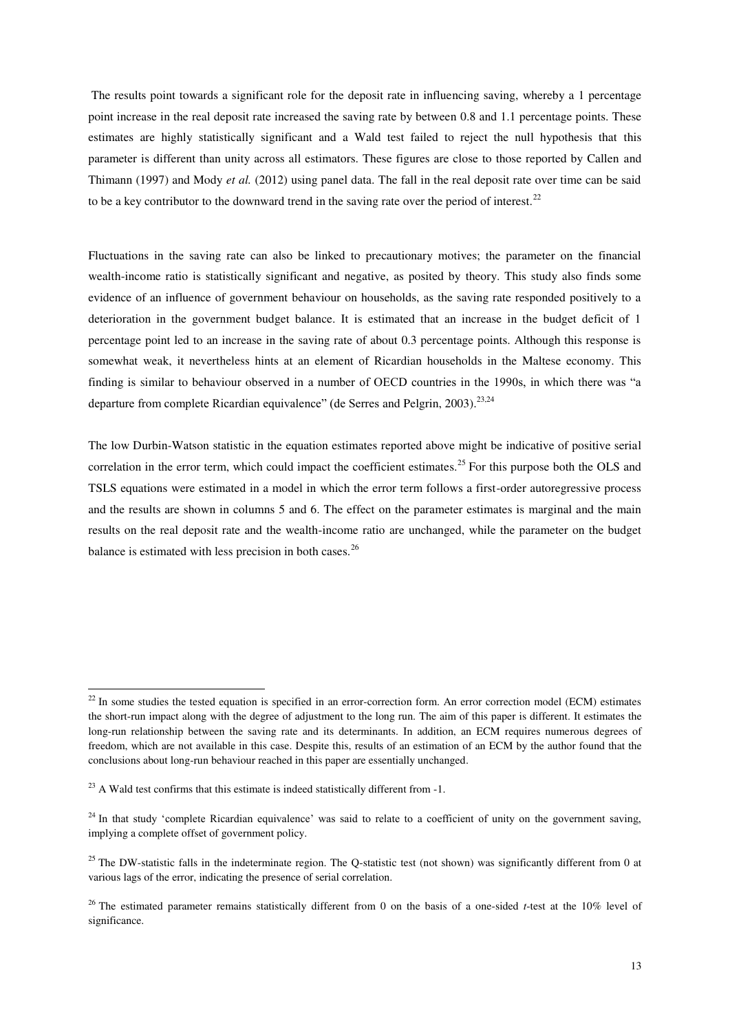The results point towards a significant role for the deposit rate in influencing saving, whereby a 1 percentage point increase in the real deposit rate increased the saving rate by between 0.8 and 1.1 percentage points. These estimates are highly statistically significant and a Wald test failed to reject the null hypothesis that this parameter is different than unity across all estimators. These figures are close to those reported by Callen and Thimann (1997) and Mody *et al.* (2012) using panel data. The fall in the real deposit rate over time can be said to be a key contributor to the downward trend in the saving rate over the period of interest.[22]

Fluctuations in the saving rate can also be linked to precautionary motives; the parameter on the financial wealth-income ratio is statistically significant and negative, as posited by theory. This study also finds some evidence of an influence of government behaviour on households, as the saving rate responded positively to a deterioration in the government budget balance. It is estimated that an increase in the budget deficit of 1 percentage point led to an increase in the saving rate of about 0.3 percentage points. Although this response is somewhat weak, it nevertheless hints at an element of Ricardian households in the Maltese economy. This finding is similar to behaviour observed in a number of OECD countries in the 1990s, in which there was "a departure from complete Ricardian equivalence" (de Serres and Pelgrin, 2003).[23,24]

The low Durbin-Watson statistic in the equation estimates reported above might be indicative of positive serial correlation in the error term, which could impact the coefficient estimates.[25] For this purpose both the OLS and TSLS equations were estimated in a model in which the error term follows a first-order autoregressive process and the results are shown in columns 5 and 6. The effect on the parameter estimates is marginal and the main results on the real deposit rate and the wealth-income ratio are unchanged, while the parameter on the budget balance is estimated with less precision in both cases.[26]

---

[22] In some studies the tested equation is specified in an error-correction form. An error correction model (ECM) estimates the short-run impact along with the degree of adjustment to the long run. The aim of this paper is different. It estimates the long-run relationship between the saving rate and its determinants. In addition, an ECM requires numerous degrees of freedom, which are not available in this case. Despite this, results of an estimation of an ECM by the author found that the conclusions about long-run behaviour reached in this paper are essentially unchanged.

[23] A Wald test confirms that this estimate is indeed statistically different from -1.

[24] In that study 'complete Ricardian equivalence' was said to relate to a coefficient of unity on the government saving, implying a complete offset of government policy.

[25] The DW-statistic falls in the indeterminate region. The Q-statistic test (not shown) was significantly different from 0 at various lags of the error, indicating the presence of serial correlation.

[26] The estimated parameter remains statistically different from 0 on the basis of a one-sided *t*-test at the 10% level of significance.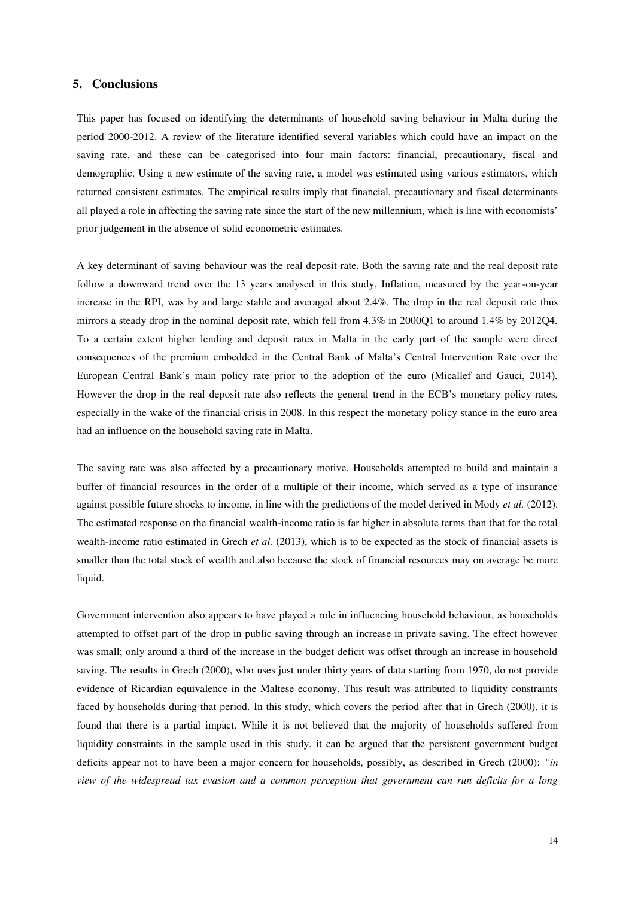## 5. Conclusions

This paper has focused on identifying the determinants of household saving behaviour in Malta during the period 2000-2012. A review of the literature identified several variables which could have an impact on the saving rate, and these can be categorised into four main factors: financial, precautionary, fiscal and demographic. Using a new estimate of the saving rate, a model was estimated using various estimators, which returned consistent estimates. The empirical results imply that financial, precautionary and fiscal determinants all played a role in affecting the saving rate since the start of the new millennium, which is line with economists' prior judgement in the absence of solid econometric estimates.

A key determinant of saving behaviour was the real deposit rate. Both the saving rate and the real deposit rate follow a downward trend over the 13 years analysed in this study. Inflation, measured by the year-on-year increase in the RPI, was by and large stable and averaged about 2.4%. The drop in the real deposit rate thus mirrors a steady drop in the nominal deposit rate, which fell from 4.3% in 2000Q1 to around 1.4% by 2012Q4. To a certain extent higher lending and deposit rates in Malta in the early part of the sample were direct consequences of the premium embedded in the Central Bank of Malta's Central Intervention Rate over the European Central Bank's main policy rate prior to the adoption of the euro (Micallef and Gauci, 2014). However the drop in the real deposit rate also reflects the general trend in the ECB's monetary policy rates, especially in the wake of the financial crisis in 2008. In this respect the monetary policy stance in the euro area had an influence on the household saving rate in Malta.

The saving rate was also affected by a precautionary motive. Households attempted to build and maintain a buffer of financial resources in the order of a multiple of their income, which served as a type of insurance against possible future shocks to income, in line with the predictions of the model derived in Mody *et al.* (2012). The estimated response on the financial wealth-income ratio is far higher in absolute terms than that for the total wealth-income ratio estimated in Grech *et al.* (2013), which is to be expected as the stock of financial assets is smaller than the total stock of wealth and also because the stock of financial resources may on average be more liquid.

Government intervention also appears to have played a role in influencing household behaviour, as households attempted to offset part of the drop in public saving through an increase in private saving. The effect however was small; only around a third of the increase in the budget deficit was offset through an increase in household saving. The results in Grech (2000), who uses just under thirty years of data starting from 1970, do not provide evidence of Ricardian equivalence in the Maltese economy. This result was attributed to liquidity constraints faced by households during that period. In this study, which covers the period after that in Grech (2000), it is found that there is a partial impact. While it is not believed that the majority of households suffered from liquidity constraints in the sample used in this study, it can be argued that the persistent government budget deficits appear not to have been a major concern for households, possibly, as described in Grech (2000): *"in view of the widespread tax evasion and a common perception that government can run deficits for a long*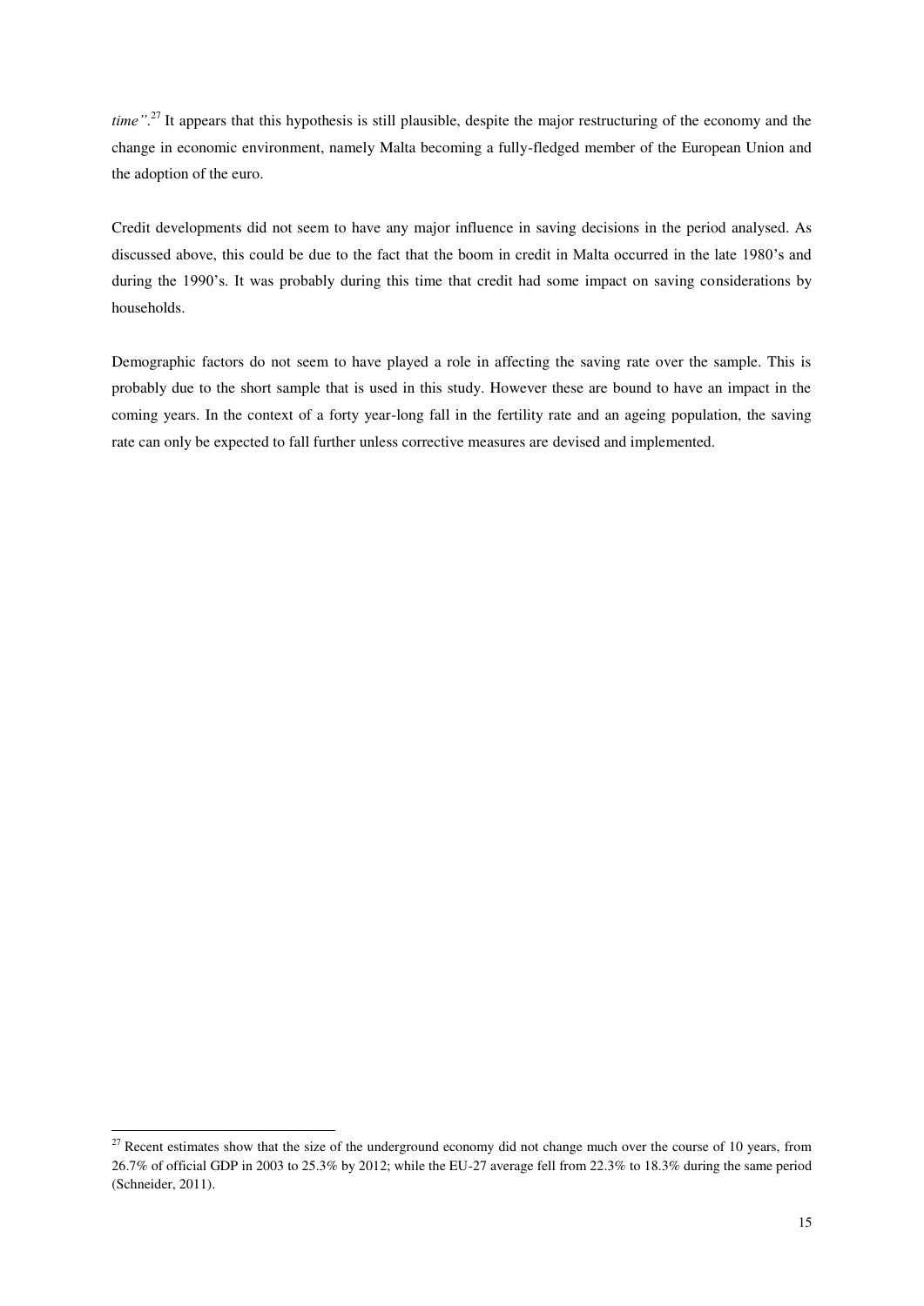*time"*.[27] It appears that this hypothesis is still plausible, despite the major restructuring of the economy and the change in economic environment, namely Malta becoming a fully-fledged member of the European Union and the adoption of the euro.

Credit developments did not seem to have any major influence in saving decisions in the period analysed. As discussed above, this could be due to the fact that the boom in credit in Malta occurred in the late 1980's and during the 1990's. It was probably during this time that credit had some impact on saving considerations by households.

Demographic factors do not seem to have played a role in affecting the saving rate over the sample. This is probably due to the short sample that is used in this study. However these are bound to have an impact in the coming years. In the context of a forty year-long fall in the fertility rate and an ageing population, the saving rate can only be expected to fall further unless corrective measures are devised and implemented.

---

[27] Recent estimates show that the size of the underground economy did not change much over the course of 10 years, from 26.7% of official GDP in 2003 to 25.3% by 2012; while the EU-27 average fell from 22.3% to 18.3% during the same period (Schneider, 2011).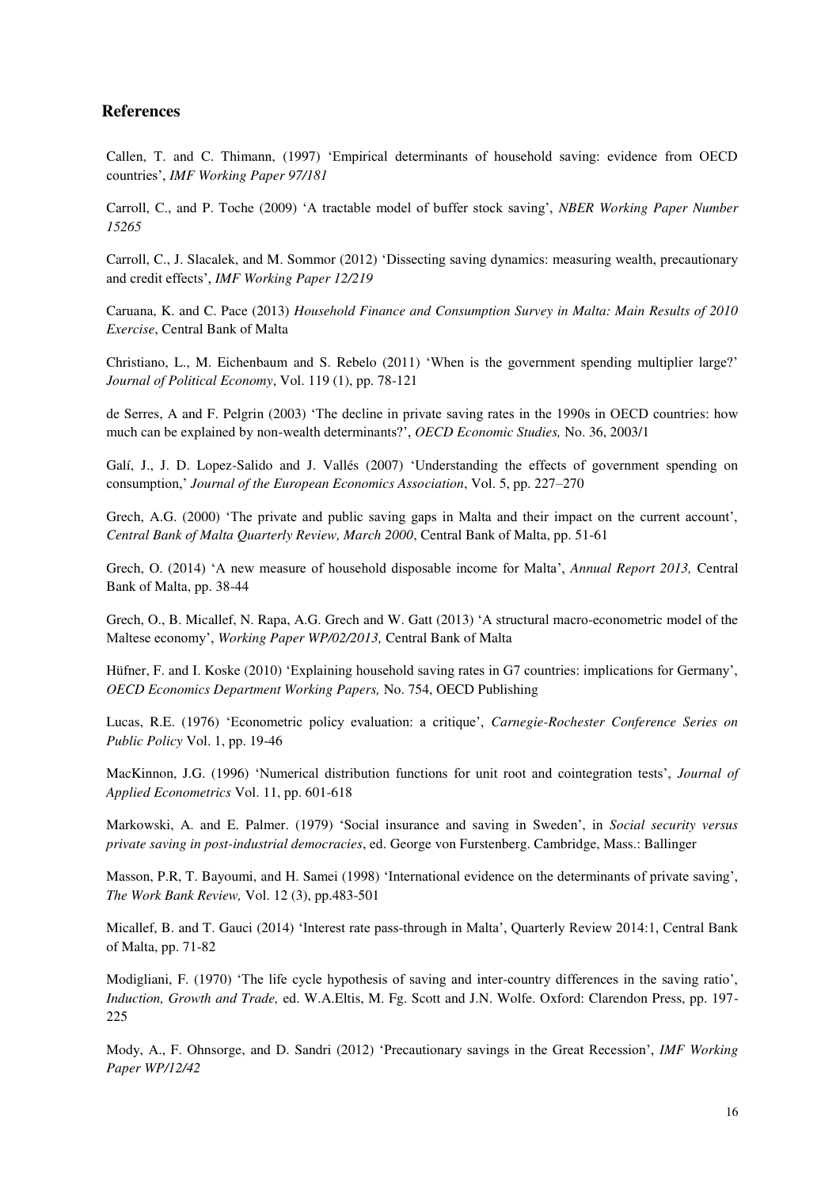## References

Callen, T. and C. Thimann, (1997) 'Empirical determinants of household saving: evidence from OECD countries', *IMF Working Paper 97/181*

Carroll, C., and P. Toche (2009) 'A tractable model of buffer stock saving', *NBER Working Paper Number 15265*

Carroll, C., J. Slacalek, and M. Sommor (2012) 'Dissecting saving dynamics: measuring wealth, precautionary and credit effects', *IMF Working Paper 12/219*

Caruana, K. and C. Pace (2013) *Household Finance and Consumption Survey in Malta: Main Results of 2010 Exercise*, Central Bank of Malta

Christiano, L., M. Eichenbaum and S. Rebelo (2011) 'When is the government spending multiplier large?' *Journal of Political Economy*, Vol. 119 (1), pp. 78-121

de Serres, A and F. Pelgrin (2003) 'The decline in private saving rates in the 1990s in OECD countries: how much can be explained by non-wealth determinants?', *OECD Economic Studies,* No. 36, 2003/1

Galí, J., J. D. Lopez-Salido and J. Vallés (2007) 'Understanding the effects of government spending on consumption,' *Journal of the European Economics Association*, Vol. 5, pp. 227–270

Grech, A.G. (2000) 'The private and public saving gaps in Malta and their impact on the current account', *Central Bank of Malta Quarterly Review, March 2000*, Central Bank of Malta, pp. 51-61

Grech, O. (2014) 'A new measure of household disposable income for Malta', *Annual Report 2013,* Central Bank of Malta, pp. 38-44

Grech, O., B. Micallef, N. Rapa, A.G. Grech and W. Gatt (2013) 'A structural macro-econometric model of the Maltese economy', *Working Paper WP/02/2013,* Central Bank of Malta

Hüfner, F. and I. Koske (2010) 'Explaining household saving rates in G7 countries: implications for Germany', *OECD Economics Department Working Papers,* No. 754, OECD Publishing

Lucas, R.E. (1976) 'Econometric policy evaluation: a critique', *Carnegie-Rochester Conference Series on Public Policy* Vol. 1, pp. 19-46

MacKinnon, J.G. (1996) 'Numerical distribution functions for unit root and cointegration tests', *Journal of Applied Econometrics* Vol. 11, pp. 601-618

Markowski, A. and E. Palmer. (1979) 'Social insurance and saving in Sweden', in *Social security versus private saving in post-industrial democracies*, ed. George von Furstenberg. Cambridge, Mass.: Ballinger

Masson, P.R, T. Bayoumi, and H. Samei (1998) 'International evidence on the determinants of private saving', *The Work Bank Review,* Vol. 12 (3), pp.483-501

Micallef, B. and T. Gauci (2014) 'Interest rate pass-through in Malta', Quarterly Review 2014:1, Central Bank of Malta, pp. 71-82

Modigliani, F. (1970) 'The life cycle hypothesis of saving and inter-country differences in the saving ratio', *Induction, Growth and Trade,* ed. W.A.Eltis, M. Fg. Scott and J.N. Wolfe. Oxford: Clarendon Press, pp. 197-225

Mody, A., F. Ohnsorge, and D. Sandri (2012) 'Precautionary savings in the Great Recession', *IMF Working Paper WP/12/42*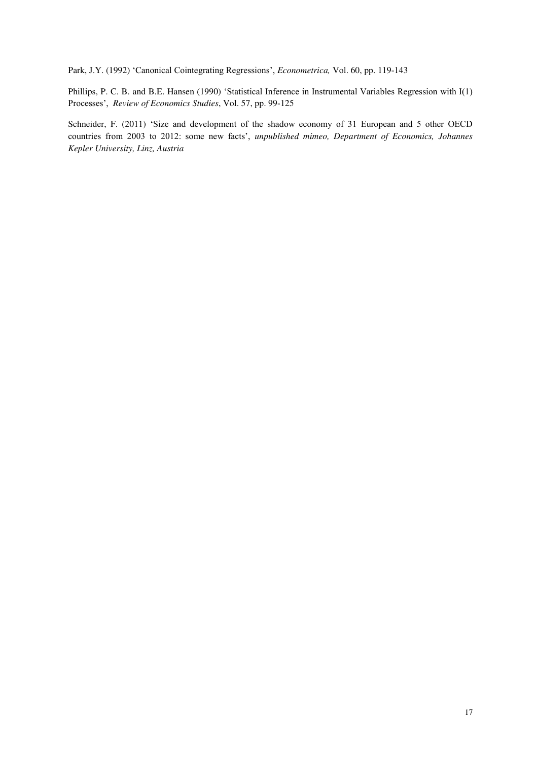Park, J.Y. (1992) 'Canonical Cointegrating Regressions', *Econometrica,* Vol. 60, pp. 119-143

Phillips, P. C. B. and B.E. Hansen (1990) 'Statistical Inference in Instrumental Variables Regression with I(1) Processes', *Review of Economics Studies*, Vol. 57, pp. 99-125

Schneider, F. (2011) 'Size and development of the shadow economy of 31 European and 5 other OECD countries from 2003 to 2012: some new facts', *unpublished mimeo, Department of Economics, Johannes Kepler University, Linz, Austria*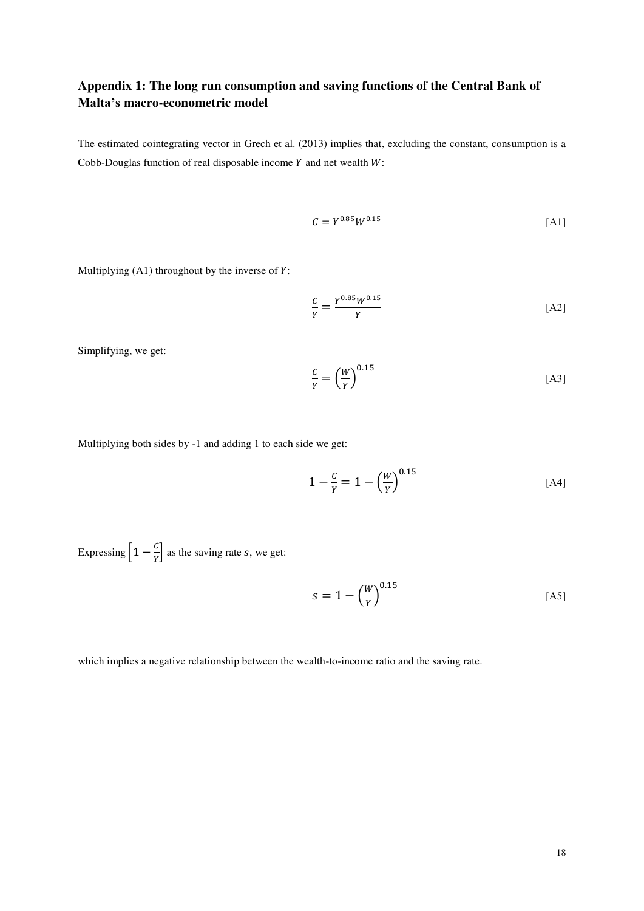## Appendix 1: The long run consumption and saving functions of the Central Bank of Malta's macro-econometric model

The estimated cointegrating vector in Grech et al. (2013) implies that, excluding the constant, consumption is a Cobb-Douglas function of real disposable income $Y$ and net wealth $W$:

$$C = Y^{0.85} W^{0.15} \tag{A1}$$

Multiplying (A1) throughout by the inverse of $Y$:

$$\frac{C}{Y} = \frac{Y^{0.85} W^{0.15}}{Y} \tag{A2}$$

Simplifying, we get:

$$\frac{C}{Y} = \left(\frac{W}{Y}\right)^{0.15} \tag{A3}$$

Multiplying both sides by -1 and adding 1 to each side we get:

$$1 - \frac{C}{Y} = 1 - \left(\frac{W}{Y}\right)^{0.15} \tag{A4}$$

Expressing $\left[1 - \frac{C}{Y}\right]$ as the saving rate $s$, we get:

$$s = 1 - \left(\frac{W}{Y}\right)^{0.15} \tag{A5}$$

which implies a negative relationship between the wealth-to-income ratio and the saving rate.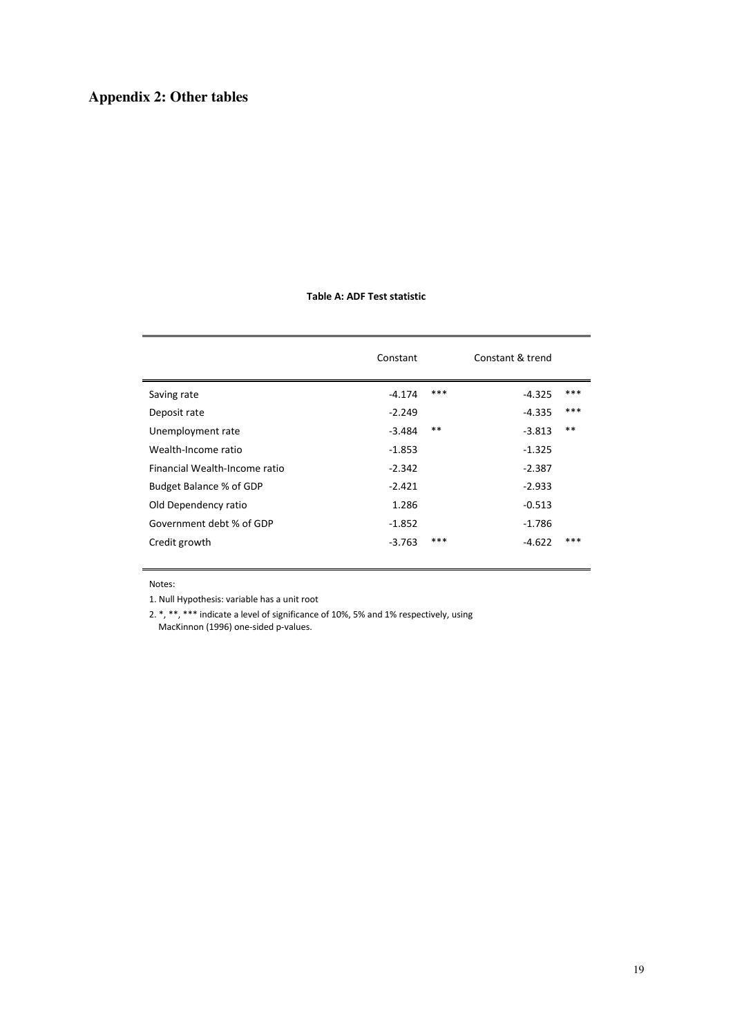# Appendix 2: Other tables

**Table A: ADF Test statistic**

| | Constant | | Constant & trend | |
|---|---|---|---|---|
| Saving rate | -4.174 | *** | -4.325 | *** |
| Deposit rate | -2.249 | | -4.335 | *** |
| Unemployment rate | -3.484 | ** | -3.813 | ** |
| Wealth-Income ratio | -1.853 | | -1.325 | |
| Financial Wealth-Income ratio | -2.342 | | -2.387 | |
| Budget Balance % of GDP | -2.421 | | -2.933 | |
| Old Dependency ratio | 1.286 | | -0.513 | |
| Government debt % of GDP | -1.852 | | -1.786 | |
| Credit growth | -3.763 | *** | -4.622 | *** |

Notes:

1. Null Hypothesis: variable has a unit root
2. *, **, *** indicate a level of significance of 10%, 5% and 1% respectively, using MacKinnon (1996) one-sided p-values.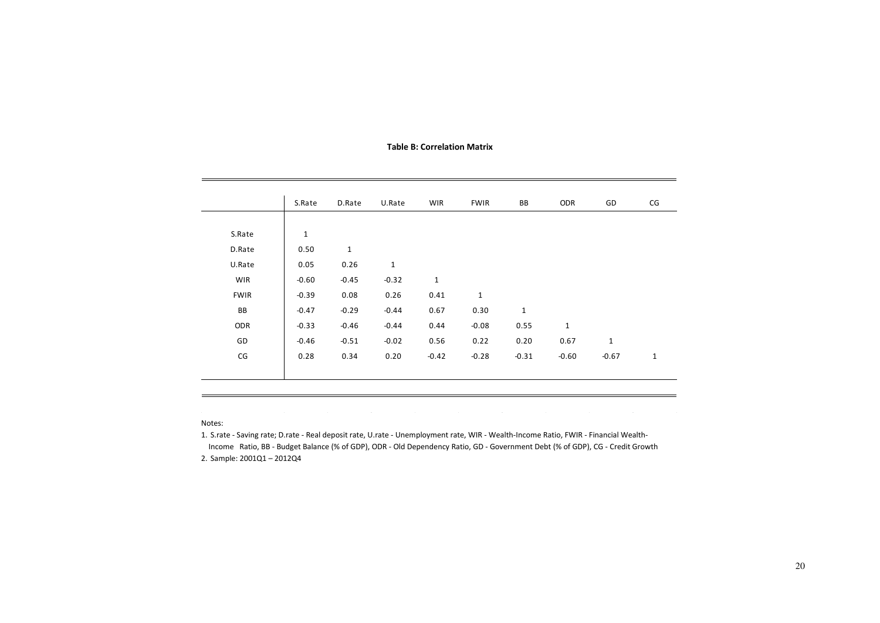**Table B: Correlation Matrix**

| | S.Rate | D.Rate | U.Rate | WIR | FWIR | BB | ODR | GD | CG |
|---|---|---|---|---|---|---|---|---|---|
| S.Rate | 1 | | | | | | | | |
| D.Rate | 0.50 | 1 | | | | | | | |
| U.Rate | 0.05 | 0.26 | 1 | | | | | | |
| WIR | -0.60 | -0.45 | -0.32 | 1 | | | | | |
| FWIR | -0.39 | 0.08 | 0.26 | 0.41 | 1 | | | | |
| BB | -0.47 | -0.29 | -0.44 | 0.67 | 0.30 | 1 | | | |
| ODR | -0.33 | -0.46 | -0.44 | 0.44 | -0.08 | 0.55 | 1 | | |
| GD | -0.46 | -0.51 | -0.02 | 0.56 | 0.22 | 0.20 | 0.67 | 1 | |
| CG | 0.28 | 0.34 | 0.20 | -0.42 | -0.28 | -0.31 | -0.60 | -0.67 | 1 |

Notes:

1. S.rate - Saving rate; D.rate - Real deposit rate, U.rate - Unemployment rate, WIR - Wealth-Income Ratio, FWIR - Financial Wealth-Income Ratio, BB - Budget Balance (% of GDP), ODR - Old Dependency Ratio, GD - Government Debt (% of GDP), CG - Credit Growth
2. Sample: 2001Q1 – 2012Q4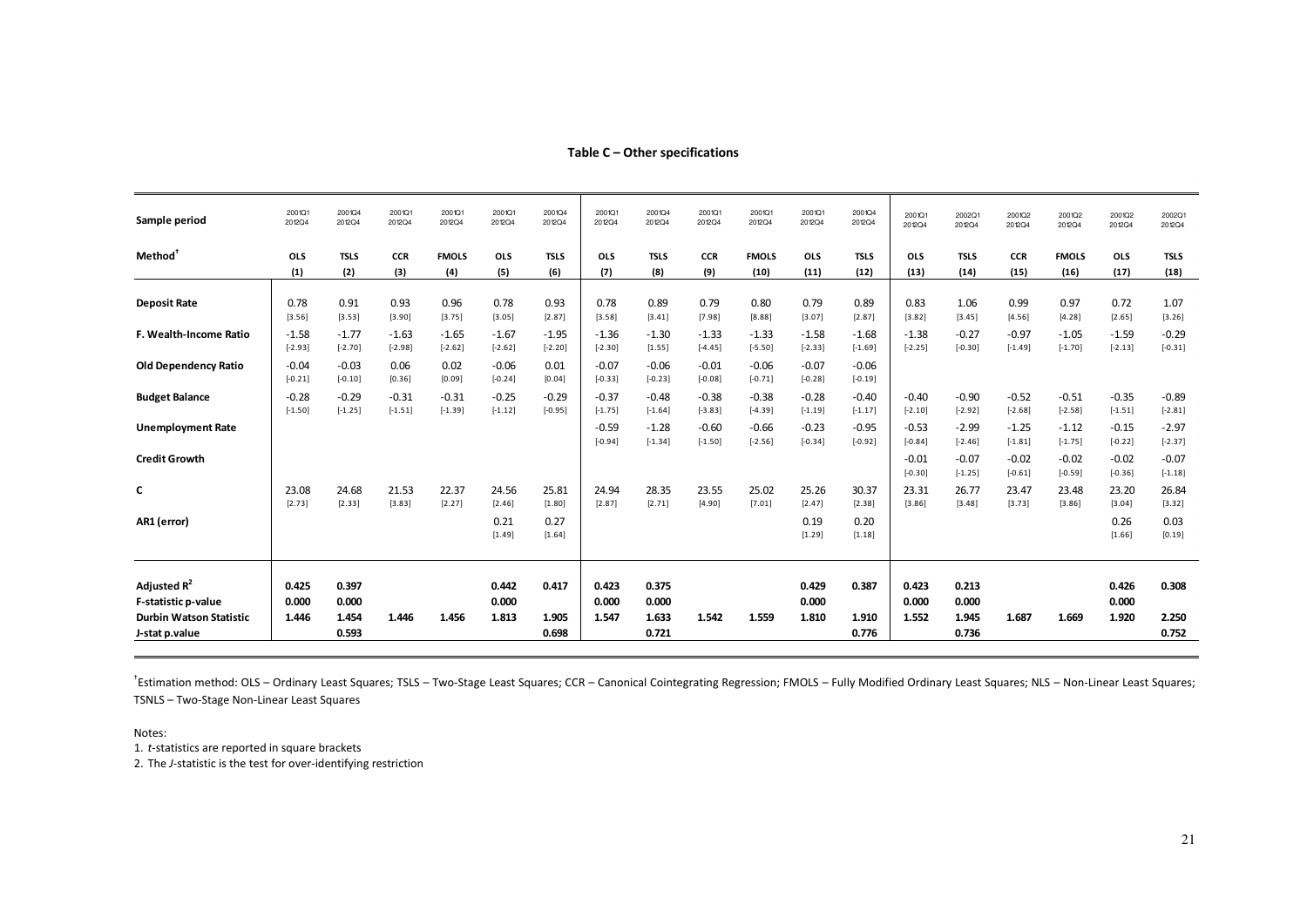**Table C – Other specifications**

| Sample period | 2001Q1 2012Q4 | 2001Q4 2012Q4 | 2001Q1 2012Q4 | 2001Q1 2012Q4 | 2001Q1 2012Q4 | 2001Q4 2012Q4 | 2001Q1 2012Q4 | 2001Q4 2012Q4 | 2001Q1 2012Q4 | 2001Q1 2012Q4 | 2001Q1 2012Q4 | 2001Q4 2012Q4 | 2001Q1 2012Q4 | 2002Q1 2012Q4 | 2001Q2 2012Q4 | 2001Q2 2012Q4 | 2001Q2 2012Q4 | 2002Q1 2012Q4 |
|---|---|---|---|---|---|---|---|---|---|---|---|---|---|---|---|---|---|---|
| **Method**[†] | **OLS** | **TSLS** | **CCR** | **FMOLS** | **OLS** | **TSLS** | **OLS** | **TSLS** | **CCR** | **FMOLS** | **OLS** | **TSLS** | **OLS** | **TSLS** | **CCR** | **FMOLS** | **OLS** | **TSLS** |
| | **(1)** | **(2)** | **(3)** | **(4)** | **(5)** | **(6)** | **(7)** | **(8)** | **(9)** | **(10)** | **(11)** | **(12)** | **(13)** | **(14)** | **(15)** | **(16)** | **(17)** | **(18)** |
| **Deposit Rate** | 0.78 | 0.91 | 0.93 | 0.96 | 0.78 | 0.93 | 0.78 | 0.89 | 0.79 | 0.80 | 0.79 | 0.89 | 0.83 | 1.06 | 0.99 | 0.97 | 0.72 | 1.07 |
| | [3.56] | [3.53] | [3.90] | [3.75] | [3.05] | [2.87] | [3.58] | [3.41] | [7.98] | [8.88] | [3.07] | [2.87] | [3.82] | [3.45] | [4.56] | [4.28] | [2.65] | [3.26] |
| **F. Wealth-Income Ratio** | -1.58 | -1.77 | -1.63 | -1.65 | -1.67 | -1.95 | -1.36 | -1.30 | -1.33 | -1.33 | -1.58 | -1.68 | -1.38 | -0.27 | -0.97 | -1.05 | -1.59 | -0.29 |
| | [-2.93] | [-2.70] | [-2.98] | [-2.62] | [-2.62] | [-2.20] | [-2.30] | [1.55] | [-4.45] | [-5.50] | [-2.33] | [-1.69] | [-2.25] | [-0.30] | [-1.49] | [-1.70] | [-2.13] | [-0.31] |
| **Old Dependency Ratio** | -0.04 | -0.03 | 0.06 | 0.02 | -0.06 | 0.01 | -0.07 | -0.06 | -0.01 | -0.06 | -0.07 | -0.06 | | | | | | |
| | [-0.21] | [-0.10] | [0.36] | [0.09] | [-0.24] | [0.04] | [-0.33] | [-0.23] | [-0.08] | [-0.71] | [-0.28] | [-0.19] | | | | | | |
| **Budget Balance** | -0.28 | -0.29 | -0.31 | -0.31 | -0.25 | -0.29 | -0.37 | -0.48 | -0.38 | -0.38 | -0.28 | -0.40 | -0.40 | -0.90 | -0.52 | -0.51 | -0.35 | -0.89 |
| | [-1.50] | [-1.25] | [-1.51] | [-1.39] | [-1.12] | [-0.95] | [-1.75] | [-1.64] | [-3.83] | [-4.39] | [-1.19] | [-1.17] | [-2.10] | [-2.92] | [-2.68] | [-2.58] | [-1.51] | [-2.81] |
| **Unemployment Rate** | | | | | | | -0.59 | -1.28 | -0.60 | -0.66 | -0.23 | -0.95 | -0.53 | -2.99 | -1.25 | -1.12 | -0.15 | -2.97 |
| | | | | | | | [-0.94] | [-1.34] | [-1.50] | [-2.56] | [-0.34] | [-0.92] | [-0.84] | [-2.46] | [-1.81] | [-1.75] | [-0.22] | [-2.37] |
| **Credit Growth** | | | | | | | | | | | | | -0.01 | -0.07 | -0.02 | -0.02 | -0.02 | -0.07 |
| | | | | | | | | | | | | | [-0.30] | [-1.25] | [-0.61] | [-0.59] | [-0.36] | [-1.18] |
| **C** | 23.08 | 24.68 | 21.53 | 22.37 | 24.56 | 25.81 | 24.94 | 28.35 | 23.55 | 25.02 | 25.26 | 30.37 | 23.31 | 26.77 | 23.47 | 23.48 | 23.20 | 26.84 |
| | [2.73] | [2.33] | [3.83] | [2.27] | [2.46] | [1.80] | [2.87] | [2.71] | [4.90] | [7.01] | [2.47] | [2.38] | [3.86] | [3.48] | [3.73] | [3.86] | [3.04] | [3.32] |
| **AR1 (error)** | | | | | 0.21 | 0.27 | | | | | 0.19 | 0.20 | | | | | 0.26 | 0.03 |
| | | | | | [1.49] | [1.64] | | | | | [1.29] | [1.18] | | | | | [1.66] | [0.19] |
| **Adjusted $R^2$** | **0.425** | **0.397** | | | **0.442** | **0.417** | **0.423** | **0.375** | | | **0.429** | **0.387** | **0.423** | **0.213** | | | **0.426** | **0.308** |
| **F-statistic p-value** | **0.000** | **0.000** | | | **0.000** | | **0.000** | **0.000** | | | **0.000** | | **0.000** | **0.000** | | | **0.000** | |
| **Durbin Watson Statistic** | **1.446** | **1.454** | **1.446** | **1.456** | **1.813** | **1.905** | **1.547** | **1.633** | **1.542** | **1.559** | **1.810** | **1.910** | **1.552** | **1.945** | **1.687** | **1.669** | **1.920** | **2.250** |
| **J-stat p.value** | | **0.593** | | | | **0.698** | | **0.721** | | | | **0.776** | | **0.736** | | | | **0.752** |

[†]Estimation method: OLS – Ordinary Least Squares; TSLS – Two-Stage Least Squares; CCR – Canonical Cointegrating Regression; FMOLS – Fully Modified Ordinary Least Squares; NLS – Non-Linear Least Squares; TSNLS – Two-Stage Non-Linear Least Squares

Notes:

1. *t*-statistics are reported in square brackets
2. The *J*-statistic is the test for over-identifying restriction